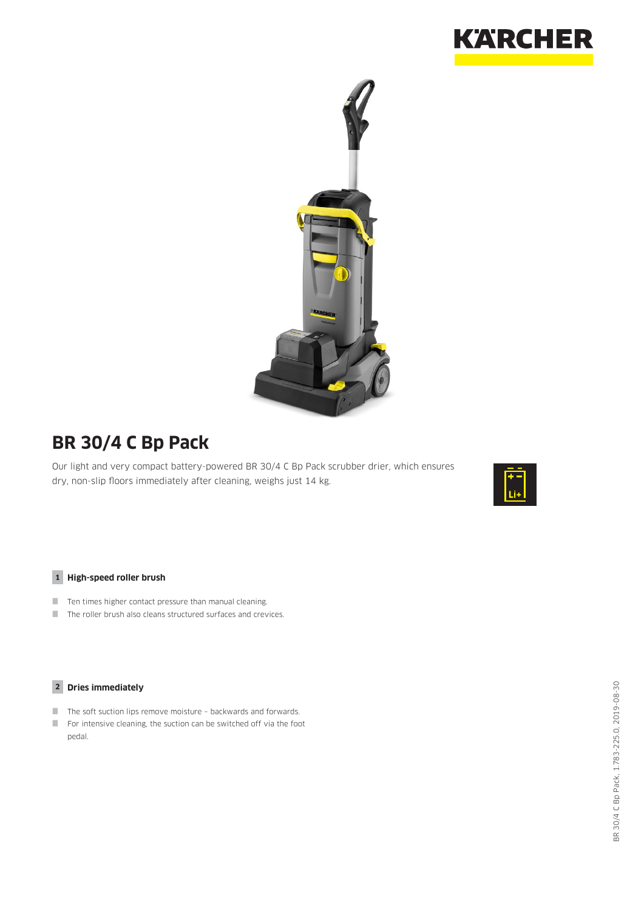# BR 30/4 C Bp Pack

Our light and very compact battery-powered BR 30/4 C Bp Pack scrubber drier, which ensures dry, non-slip floors immediately after cleaning, weighs just 14 kg.

### 1 High-speed roller brush

- Ten times higher contact pressure than manual cleaning.
- The roller brush also cleans structured surfaces and crevices.

### 2 Dries immediately

- The soft suction lips remove moisture – backwards and forwards.
- For intensive cleaning, the suction can be switched off via the foot pedal.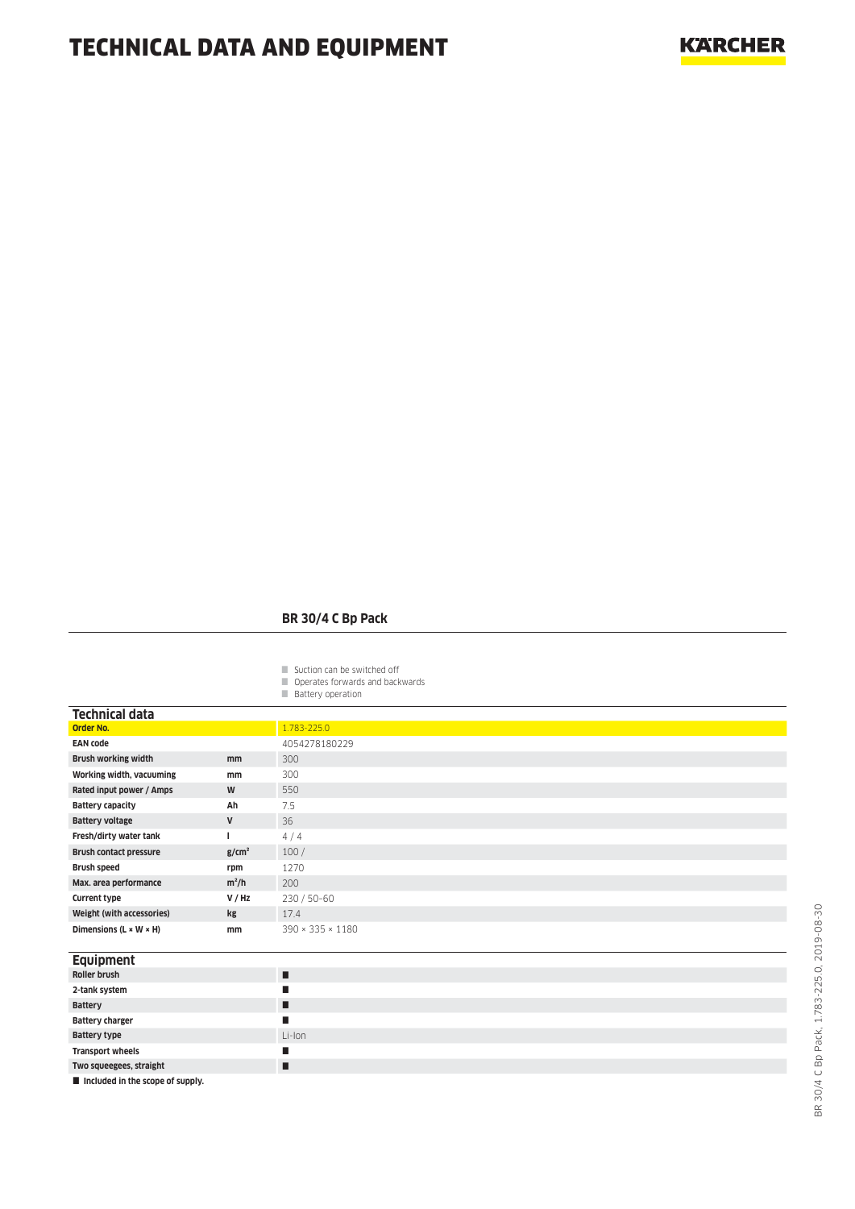# TECHNICAL DATA AND EQUIPMENT

## BR 30/4 C Bp Pack

- Suction can be switched off
- Operates forwards and backwards
- Battery operation

### Technical data

| | | |
|---|---|---|
| **Order No.** | | 1.783-225.0 |
| **EAN code** | | 4054278180229 |
| **Brush working width** | **mm** | 300 |
| **Working width, vacuuming** | **mm** | 300 |
| **Rated input power / Amps** | **W** | 550 |
| **Battery capacity** | **Ah** | 7.5 |
| **Battery voltage** | **V** | 36 |
| **Fresh/dirty water tank** | **l** | 4 / 4 |
| **Brush contact pressure** | **g/cm²** | 100 / |
| **Brush speed** | **rpm** | 1270 |
| **Max. area performance** | **m²/h** | 200 |
| **Current type** | **V / Hz** | 230 / 50-60 |
| **Weight (with accessories)** | **kg** | 17.4 |
| **Dimensions (L × W × H)** | **mm** | 390 × 335 × 1180 |

### Equipment

| | |
|---|---|
| **Roller brush** | ■ |
| **2-tank system** | ■ |
| **Battery** | ■ |
| **Battery charger** | ■ |
| **Battery type** | Li-Ion |
| **Transport wheels** | ■ |
| **Two squeegees, straight** | ■ |

■ **Included in the scope of supply.**

BR 30/4 C Bp Pack, 1.783-225.0, 2019-08-30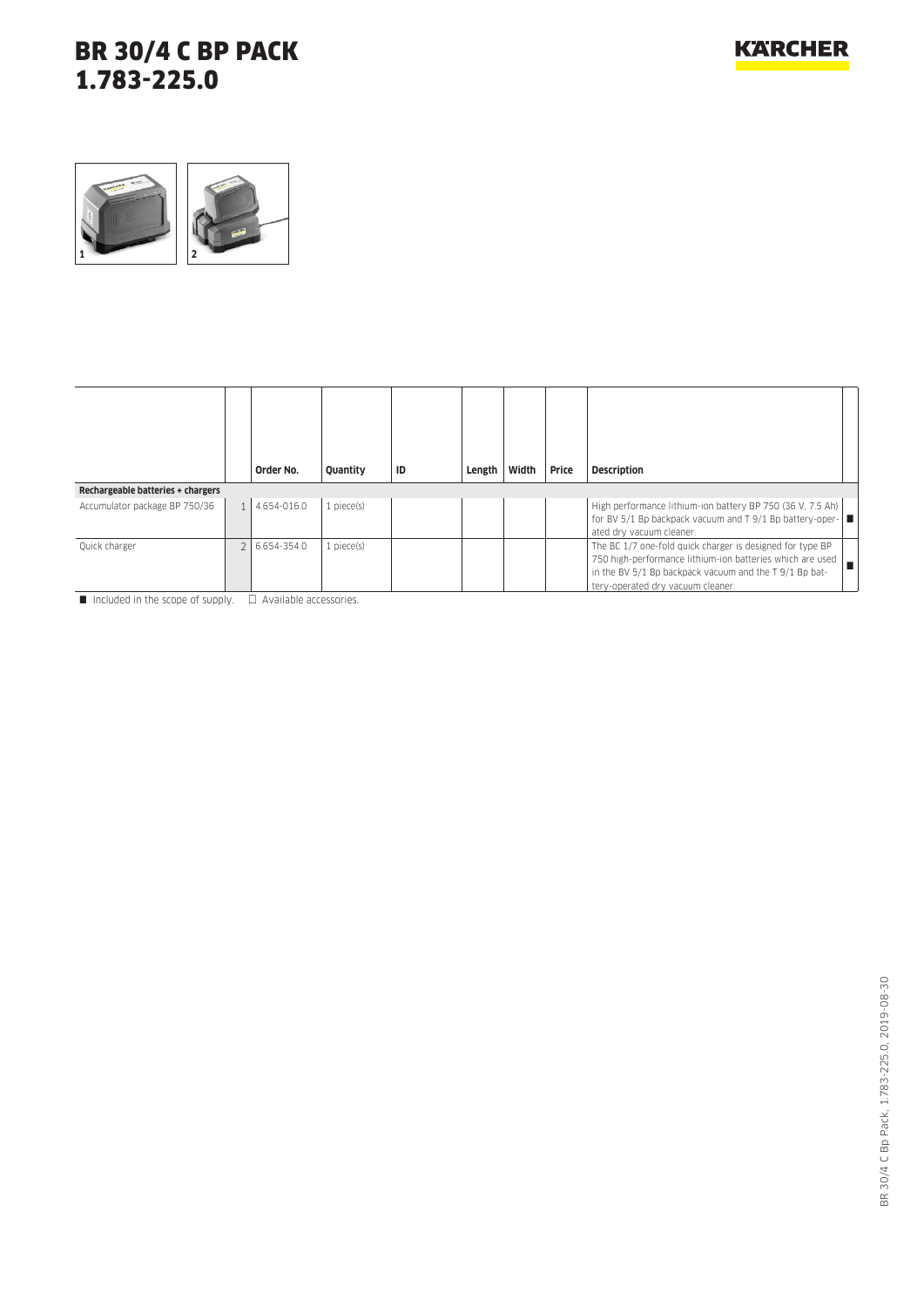# BR 30/4 C BP PACK
# 1.783-225.0

| | | Order No. | Quantity | ID | Length | Width | Price | Description | |
|---|---|---|---|---|---|---|---|---|---|
| **Rechargeable batteries + chargers** | | | | | | | | | |
| Accumulator package BP 750/36 | 1 | 4.654-016.0 | 1 piece(s) | | | | | High performance lithium-ion battery BP 750 (36 V, 7.5 Ah) for BV 5/1 Bp backpack vacuum and T 9/1 Bp battery-operated dry vacuum cleaner. | ■ |
| Quick charger | 2 | 6.654-354.0 | 1 piece(s) | | | | | The BC 1/7 one-fold quick charger is designed for type BP 750 high-performance lithium-ion batteries which are used in the BV 5/1 Bp backpack vacuum and the T 9/1 Bp battery-operated dry vacuum cleaner. | ■ |

■ Included in the scope of supply. □ Available accessories.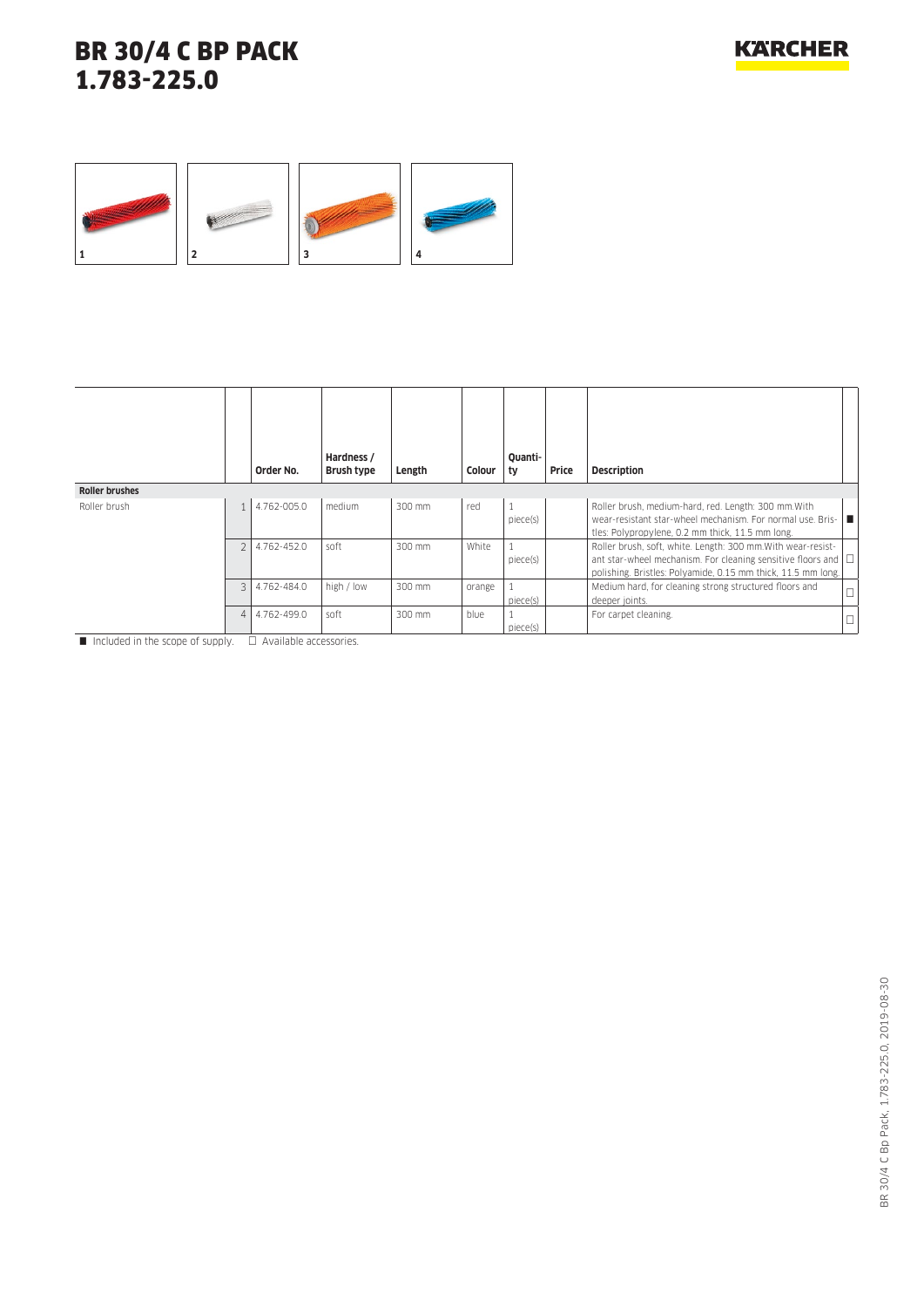# BR 30/4 C BP PACK
# 1.783-225.0

1 2 3 4

| | | Order No. | Hardness / Brush type | Length | Colour | Quantity | Price | Description | |
|---|---|---|---|---|---|---|---|---|---|
| **Roller brushes** | | | | | | | | | |
| Roller brush | 1 | 4.762-005.0 | medium | 300 mm | red | 1 piece(s) | | Roller brush, medium-hard, red. Length: 300 mm.With wear-resistant star-wheel mechanism. For normal use. Bristles: Polypropylene, 0.2 mm thick, 11.5 mm long. | ■ |
| | 2 | 4.762-452.0 | soft | 300 mm | White | 1 piece(s) | | Roller brush, soft, white. Length: 300 mm.With wear-resistant star-wheel mechanism. For cleaning sensitive floors and polishing. Bristles: Polyamide, 0.15 mm thick, 11.5 mm long. | □ |
| | 3 | 4.762-484.0 | high / low | 300 mm | orange | 1 piece(s) | | Medium hard, for cleaning strong structured floors and deeper joints. | □ |
| | 4 | 4.762-499.0 | soft | 300 mm | blue | 1 piece(s) | | For carpet cleaning. | □ |

■ Included in the scope of supply. □ Available accessories.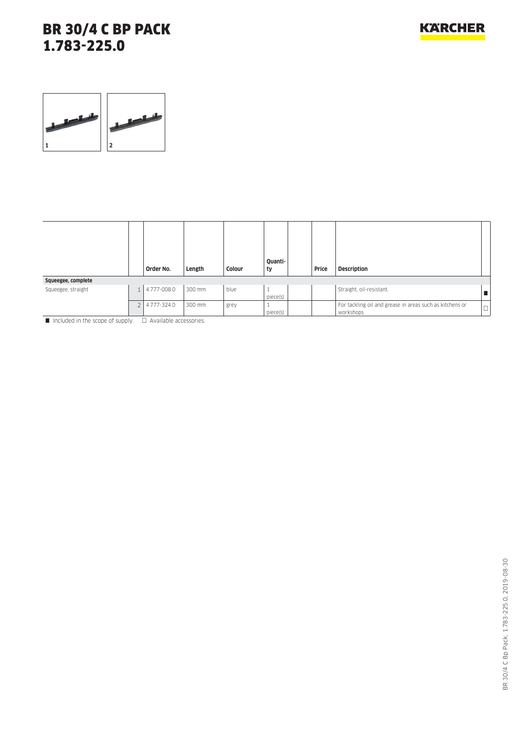# BR 30/4 C BP PACK
# 1.783-225.0

| | | Order No. | Length | Colour | Quantity | | Price | Description | |
|---|---|---|---|---|---|---|---|---|---|
| **Squeegee, complete** | | | | | | | | | |
| Squeegee, straight | 1 | 4.777-008.0 | 300 mm | blue | 1 piece(s) | | | Straight, oil-resistant. | ■ |
| | 2 | 4.777-324.0 | 300 mm | grey | 1 piece(s) | | | For tackling oil and grease in areas such as kitchens or workshops. | □ |

■ Included in the scope of supply. □ Available accessories.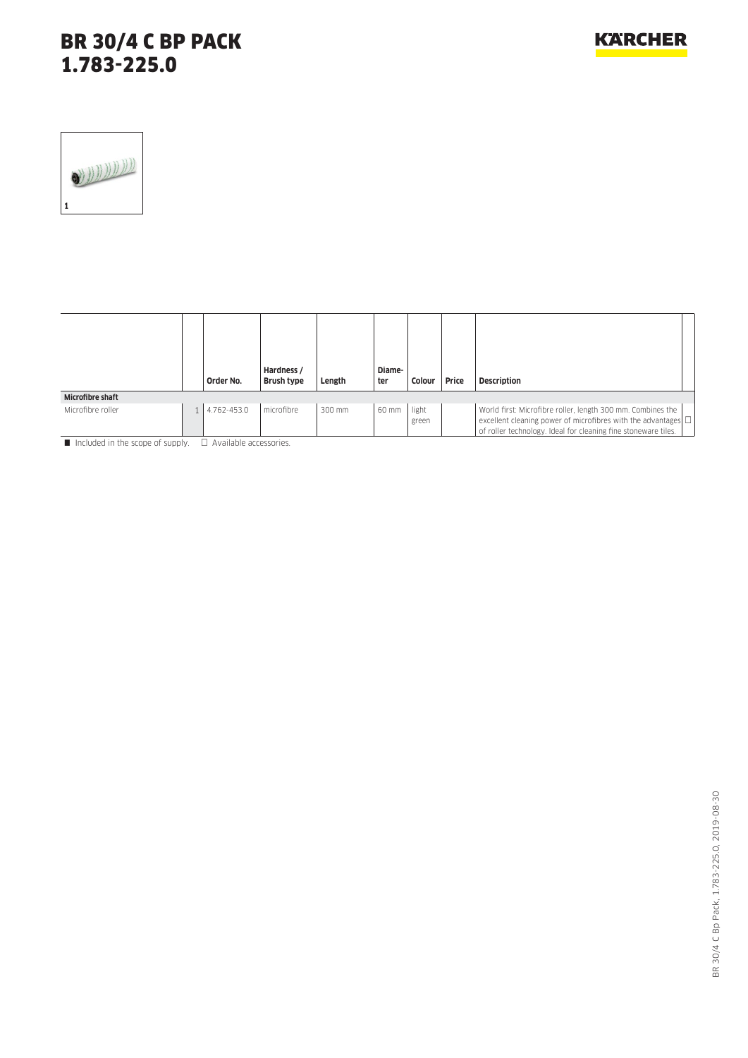# BR 30/4 C BP PACK
# 1.783-225.0

1

| | | Order No. | Hardness / Brush type | Length | Diameter | Colour | Price | Description | |
|---|---|---|---|---|---|---|---|---|---|
| **Microfibre shaft** | | | | | | | | | |
| Microfibre roller | 1 | 4.762-453.0 | microfibre | 300 mm | 60 mm | light green | | World first: Microfibre roller, length 300 mm. Combines the excellent cleaning power of microfibres with the advantages of roller technology. Ideal for cleaning fine stoneware tiles. | □ |

■ Included in the scope of supply. □ Available accessories.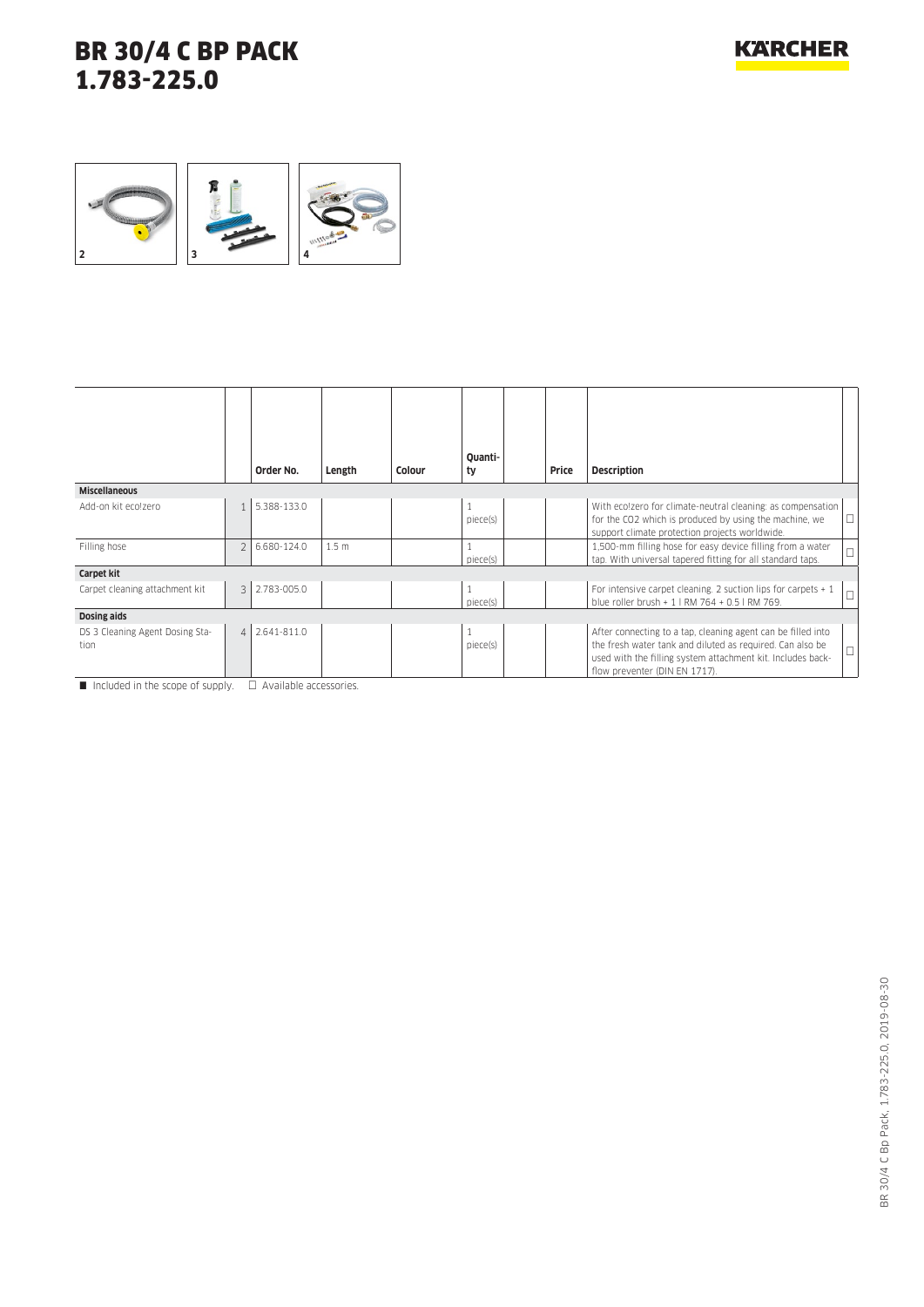# BR 30/4 C BP PACK
# 1.783-225.0

| | | Order No. | Length | Colour | Quantity | | Price | Description | |
|---|---|---|---|---|---|---|---|---|---|
| **Miscellaneous** | | | | | | | | | |
| Add-on kit eco!zero | 1 | 5.388-133.0 | | | 1 piece(s) | | | With eco!zero for climate-neutral cleaning: as compensation for the CO2 which is produced by using the machine, we support climate protection projects worldwide. | □ |
| Filling hose | 2 | 6.680-124.0 | 1.5 m | | 1 piece(s) | | | 1,500-mm filling hose for easy device filling from a water tap. With universal tapered fitting for all standard taps. | □ |
| **Carpet kit** | | | | | | | | | |
| Carpet cleaning attachment kit | 3 | 2.783-005.0 | | | 1 piece(s) | | | For intensive carpet cleaning. 2 suction lips for carpets + 1 blue roller brush + 1 l RM 764 + 0.5 l RM 769. | □ |
| **Dosing aids** | | | | | | | | | |
| DS 3 Cleaning Agent Dosing Station | 4 | 2.641-811.0 | | | 1 piece(s) | | | After connecting to a tap, cleaning agent can be filled into the fresh water tank and diluted as required. Can also be used with the filling system attachment kit. Includes backflow preventer (DIN EN 1717). | □ |

■ Included in the scope of supply. □ Available accessories.